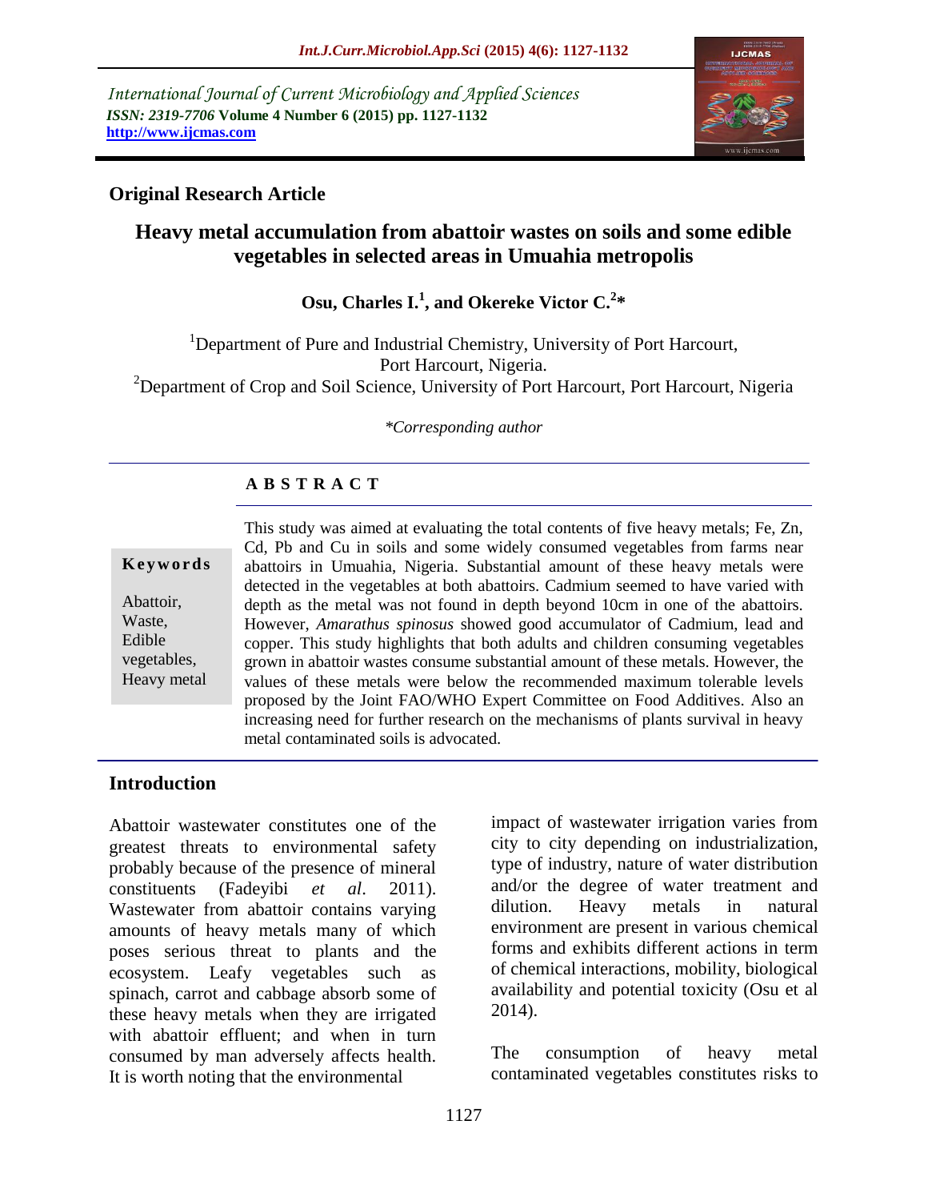International Journal of Current Microbiology and Applied Sciences
*ISSN: 2319-7706* **Volume 4 Number 6 (2015) pp. 1127-1132**
**http://www.ijcmas.com**

## Original Research Article

# Heavy metal accumulation from abattoir wastes on soils and some edible vegetables in selected areas in Umuahia metropolis

**Osu, Charles I.[1], and Okereke Victor C.[2]***

[1]Department of Pure and Industrial Chemistry, University of Port Harcourt, Port Harcourt, Nigeria.
[2]Department of Crop and Soil Science, University of Port Harcourt, Port Harcourt, Nigeria

*\*Corresponding author*

## A B S T R A C T

**Keywords**

Abattoir, Waste, Edible vegetables, Heavy metal

This study was aimed at evaluating the total contents of five heavy metals; Fe, Zn, Cd, Pb and Cu in soils and some widely consumed vegetables from farms near abattoirs in Umuahia, Nigeria. Substantial amount of these heavy metals were detected in the vegetables at both abattoirs. Cadmium seemed to have varied with depth as the metal was not found in depth beyond 10cm in one of the abattoirs. However, *Amarathus spinosus* showed good accumulator of Cadmium, lead and copper. This study highlights that both adults and children consuming vegetables grown in abattoir wastes consume substantial amount of these metals. However, the values of these metals were below the recommended maximum tolerable levels proposed by the Joint FAO/WHO Expert Committee on Food Additives. Also an increasing need for further research on the mechanisms of plants survival in heavy metal contaminated soils is advocated.

## Introduction

Abattoir wastewater constitutes one of the greatest threats to environmental safety probably because of the presence of mineral constituents (Fadeyibi *et al*. 2011). Wastewater from abattoir contains varying amounts of heavy metals many of which poses serious threat to plants and the ecosystem. Leafy vegetables such as spinach, carrot and cabbage absorb some of these heavy metals when they are irrigated with abattoir effluent; and when in turn consumed by man adversely affects health. It is worth noting that the environmental impact of wastewater irrigation varies from city to city depending on industrialization, type of industry, nature of water distribution and/or the degree of water treatment and dilution. Heavy metals in natural environment are present in various chemical forms and exhibits different actions in term of chemical interactions, mobility, biological availability and potential toxicity (Osu et al 2014).

The consumption of heavy metal contaminated vegetables constitutes risks to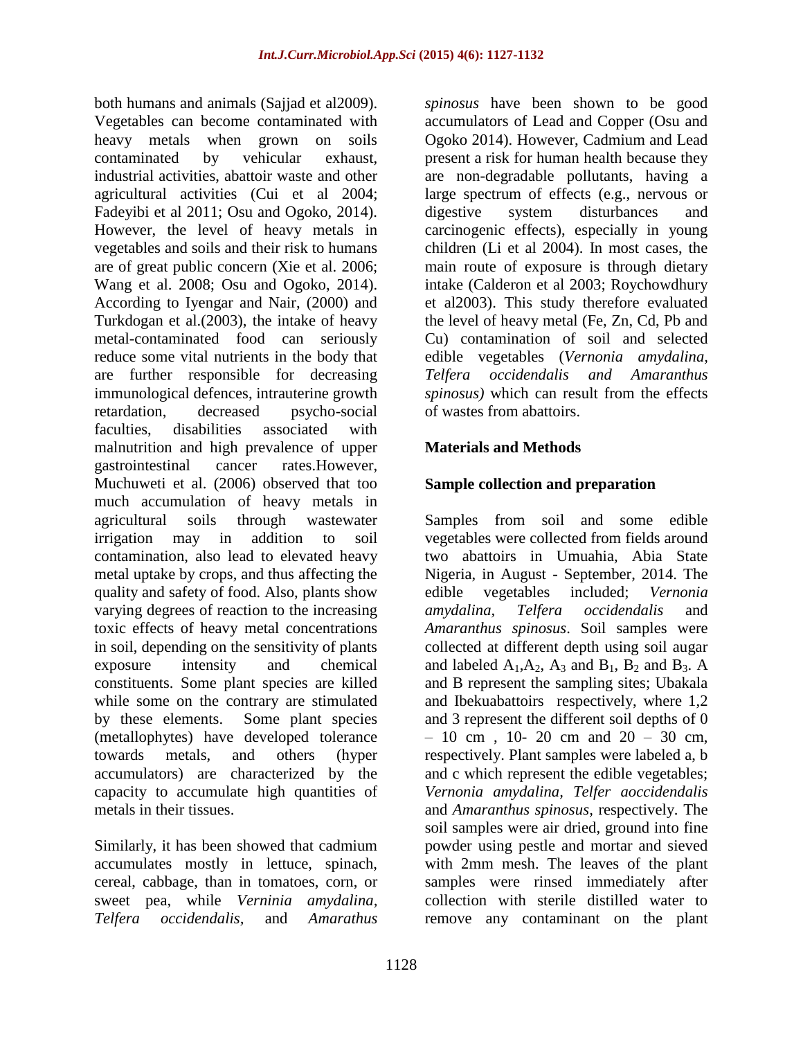both humans and animals (Sajjad et al2009). Vegetables can become contaminated with heavy metals when grown on soils contaminated by vehicular exhaust, industrial activities, abattoir waste and other agricultural activities (Cui et al 2004; Fadeyibi et al 2011; Osu and Ogoko, 2014). However, the level of heavy metals in vegetables and soils and their risk to humans are of great public concern (Xie et al. 2006; Wang et al. 2008; Osu and Ogoko, 2014). According to Iyengar and Nair, (2000) and Turkdogan et al.(2003), the intake of heavy metal-contaminated food can seriously reduce some vital nutrients in the body that are further responsible for decreasing immunological defences, intrauterine growth retardation, decreased psycho-social faculties, disabilities associated with malnutrition and high prevalence of upper gastrointestinal cancer rates.However, Muchuweti et al. (2006) observed that too much accumulation of heavy metals in agricultural soils through wastewater irrigation may in addition to soil contamination, also lead to elevated heavy metal uptake by crops, and thus affecting the quality and safety of food. Also, plants show varying degrees of reaction to the increasing toxic effects of heavy metal concentrations in soil, depending on the sensitivity of plants exposure intensity and chemical constituents. Some plant species are killed while some on the contrary are stimulated by these elements. Some plant species (metallophytes) have developed tolerance towards metals, and others (hyper accumulators) are characterized by the capacity to accumulate high quantities of metals in their tissues.

Similarly, it has been showed that cadmium accumulates mostly in lettuce, spinach, cereal, cabbage, than in tomatoes, corn, or sweet pea, while *Verninia amydalina, Telfera occidendalis,* and *Amarathus spinosus* have been shown to be good accumulators of Lead and Copper (Osu and Ogoko 2014). However, Cadmium and Lead present a risk for human health because they are non-degradable pollutants, having a large spectrum of effects (e.g., nervous or digestive system disturbances and carcinogenic effects), especially in young children (Li et al 2004). In most cases, the main route of exposure is through dietary intake (Calderon et al 2003; Roychowdhury et al2003). This study therefore evaluated the level of heavy metal (Fe, Zn, Cd, Pb and Cu) contamination of soil and selected edible vegetables (*Vernonia amydalina, Telfera occidendalis and Amaranthus spinosus)* which can result from the effects of wastes from abattoirs.

## Materials and Methods

### Sample collection and preparation

Samples from soil and some edible vegetables were collected from fields around two abattoirs in Umuahia, Abia State Nigeria, in August - September, 2014. The edible vegetables included; *Vernonia amydalina, Telfera occidendalis* and *Amaranthus spinosus*. Soil samples were collected at different depth using soil augar and labeled $A_1$,$A_2$, $A_3$ and $B_1$, $B_2$ and $B_3$. A and B represent the sampling sites; Ubakala and Ibekuabattoirs respectively, where 1,2 and 3 represent the different soil depths of 0 – 10 cm , 10- 20 cm and 20 – 30 cm, respectively. Plant samples were labeled a, b and c which represent the edible vegetables; *Vernonia amydalina, Telfer aoccidendalis* and *Amaranthus spinosus,* respectively. The soil samples were air dried, ground into fine powder using pestle and mortar and sieved with 2mm mesh. The leaves of the plant samples were rinsed immediately after collection with sterile distilled water to remove any contaminant on the plant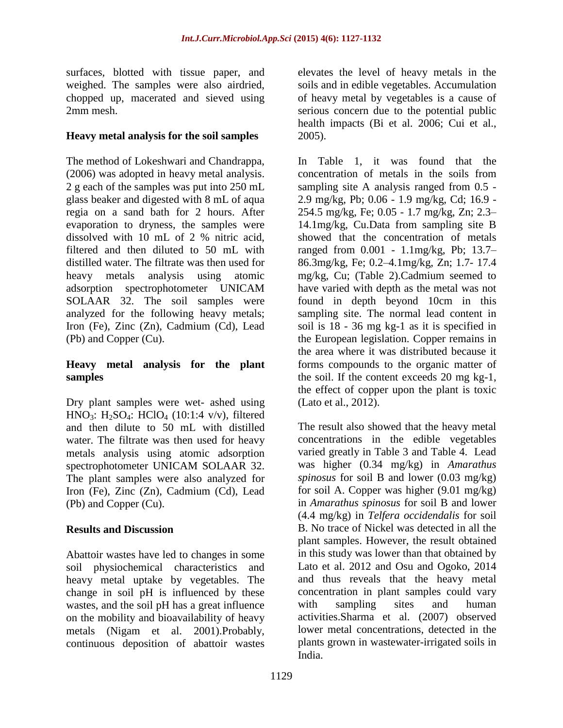surfaces, blotted with tissue paper, and weighed. The samples were also airdried, chopped up, macerated and sieved using 2mm mesh.

### Heavy metal analysis for the soil samples

The method of Lokeshwari and Chandrappa, (2006) was adopted in heavy metal analysis. 2 g each of the samples was put into 250 mL glass beaker and digested with 8 mL of aqua regia on a sand bath for 2 hours. After evaporation to dryness, the samples were dissolved with 10 mL of 2 % nitric acid, filtered and then diluted to 50 mL with distilled water. The filtrate was then used for heavy metals analysis using atomic adsorption spectrophotometer UNICAM SOLAAR 32. The soil samples were analyzed for the following heavy metals; Iron (Fe), Zinc (Zn), Cadmium (Cd), Lead (Pb) and Copper (Cu).

### Heavy metal analysis for the plant samples

Dry plant samples were wet- ashed using $HNO_3$: $H_2SO_4$: $HClO_4$ (10:1:4 v/v), filtered and then dilute to 50 mL with distilled water. The filtrate was then used for heavy metals analysis using atomic adsorption spectrophotometer UNICAM SOLAAR 32. The plant samples were also analyzed for Iron (Fe), Zinc (Zn), Cadmium (Cd), Lead (Pb) and Copper (Cu).

## Results and Discussion

Abattoir wastes have led to changes in some soil physiochemical characteristics and heavy metal uptake by vegetables. The change in soil pH is influenced by these wastes, and the soil pH has a great influence on the mobility and bioavailability of heavy metals (Nigam et al. 2001).Probably, continuous deposition of abattoir wastes elevates the level of heavy metals in the soils and in edible vegetables. Accumulation of heavy metal by vegetables is a cause of serious concern due to the potential public health impacts (Bi et al. 2006; Cui et al., 2005).

In Table 1, it was found that the concentration of metals in the soils from sampling site A analysis ranged from 0.5 - 2.9 mg/kg, Pb; 0.06 - 1.9 mg/kg, Cd; 16.9 - 254.5 mg/kg, Fe; 0.05 - 1.7 mg/kg, Zn; 2.3–14.1mg/kg, Cu.Data from sampling site B showed that the concentration of metals ranged from 0.001 - 1.1mg/kg, Pb; 13.7–86.3mg/kg, Fe; 0.2–4.1mg/kg, Zn; 1.7- 17.4 mg/kg, Cu; (Table 2).Cadmium seemed to have varied with depth as the metal was not found in depth beyond 10cm in this sampling site. The normal lead content in soil is 18 - 36 mg kg-1 as it is specified in the European legislation. Copper remains in the area where it was distributed because it forms compounds to the organic matter of the soil. If the content exceeds 20 mg kg-1, the effect of copper upon the plant is toxic (Lato et al., 2012).

The result also showed that the heavy metal concentrations in the edible vegetables varied greatly in Table 3 and Table 4. Lead was higher (0.34 mg/kg) in *Amarathus spinosus* for soil B and lower (0.03 mg/kg) for soil A. Copper was higher (9.01 mg/kg) in *Amarathus spinosus* for soil B and lower (4.4 mg/kg) in *Telfera occidendalis* for soil B. No trace of Nickel was detected in all the plant samples. However, the result obtained in this study was lower than that obtained by Lato et al. 2012 and Osu and Ogoko, 2014 and thus reveals that the heavy metal concentration in plant samples could vary with sampling sites and human activities.Sharma et al. (2007) observed lower metal concentrations, detected in the plants grown in wastewater-irrigated soils in India.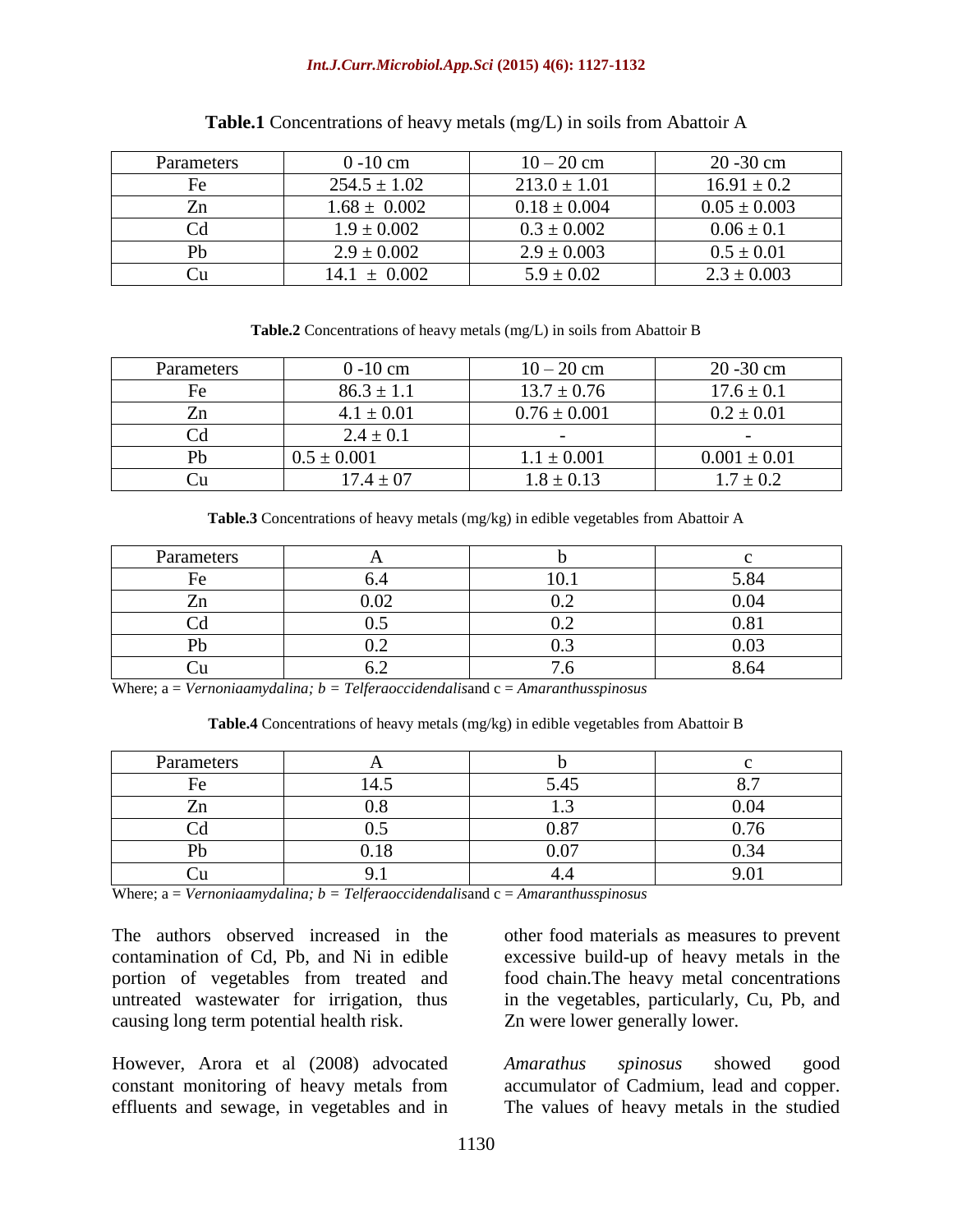**Table.1** Concentrations of heavy metals (mg/L) in soils from Abattoir A

| Parameters | 0 -10 cm | 10 – 20 cm | 20 -30 cm |
|---|---|---|---|
| Fe | 254.5 ± 1.02 | 213.0 ± 1.01 | 16.91 ± 0.2 |
| Zn | 1.68 ± 0.002 | 0.18 ± 0.004 | 0.05 ± 0.003 |
| Cd | 1.9 ± 0.002 | 0.3 ± 0.002 | 0.06 ± 0.1 |
| Pb | 2.9 ± 0.002 | 2.9 ± 0.003 | 0.5 ± 0.01 |
| Cu | 14.1 ± 0.002 | 5.9 ± 0.02 | 2.3 ± 0.003 |

**Table.2** Concentrations of heavy metals (mg/L) in soils from Abattoir B

| Parameters | 0 -10 cm | 10 – 20 cm | 20 -30 cm |
|---|---|---|---|
| Fe | 86.3 ± 1.1 | 13.7 ± 0.76 | 17.6 ± 0.1 |
| Zn | 4.1 ± 0.01 | 0.76 ± 0.001 | 0.2 ± 0.01 |
| Cd | 2.4 ± 0.1 | - | - |
| Pb | 0.5 ± 0.001 | 1.1 ± 0.001 | 0.001 ± 0.01 |
| Cu | 17.4 ± 07 | 1.8 ± 0.13 | 1.7 ± 0.2 |

**Table.3** Concentrations of heavy metals (mg/kg) in edible vegetables from Abattoir A

| Parameters | A | b | c |
|---|---|---|---|
| Fe | 6.4 | 10.1 | 5.84 |
| Zn | 0.02 | 0.2 | 0.04 |
| Cd | 0.5 | 0.2 | 0.81 |
| Pb | 0.2 | 0.3 | 0.03 |
| Cu | 6.2 | 7.6 | 8.64 |

Where; a = *Vernoniaamydalina; b = Telferaoccidendalis*and c = *Amaranthusspinosus*

**Table.4** Concentrations of heavy metals (mg/kg) in edible vegetables from Abattoir B

| Parameters | A | b | c |
|---|---|---|---|
| Fe | 14.5 | 5.45 | 8.7 |
| Zn | 0.8 | 1.3 | 0.04 |
| Cd | 0.5 | 0.87 | 0.76 |
| Pb | 0.18 | 0.07 | 0.34 |
| Cu | 9.1 | 4.4 | 9.01 |

Where; a = *Vernoniaamydalina; b = Telferaoccidendalis*and c = *Amaranthusspinosus*

The authors observed increased in the contamination of Cd, Pb, and Ni in edible portion of vegetables from treated and untreated wastewater for irrigation, thus causing long term potential health risk.

However, Arora et al (2008) advocated constant monitoring of heavy metals from effluents and sewage, in vegetables and in other food materials as measures to prevent excessive build-up of heavy metals in the food chain.The heavy metal concentrations in the vegetables, particularly, Cu, Pb, and Zn were lower generally lower.

*Amarathus spinosus* showed good accumulator of Cadmium, lead and copper. The values of heavy metals in the studied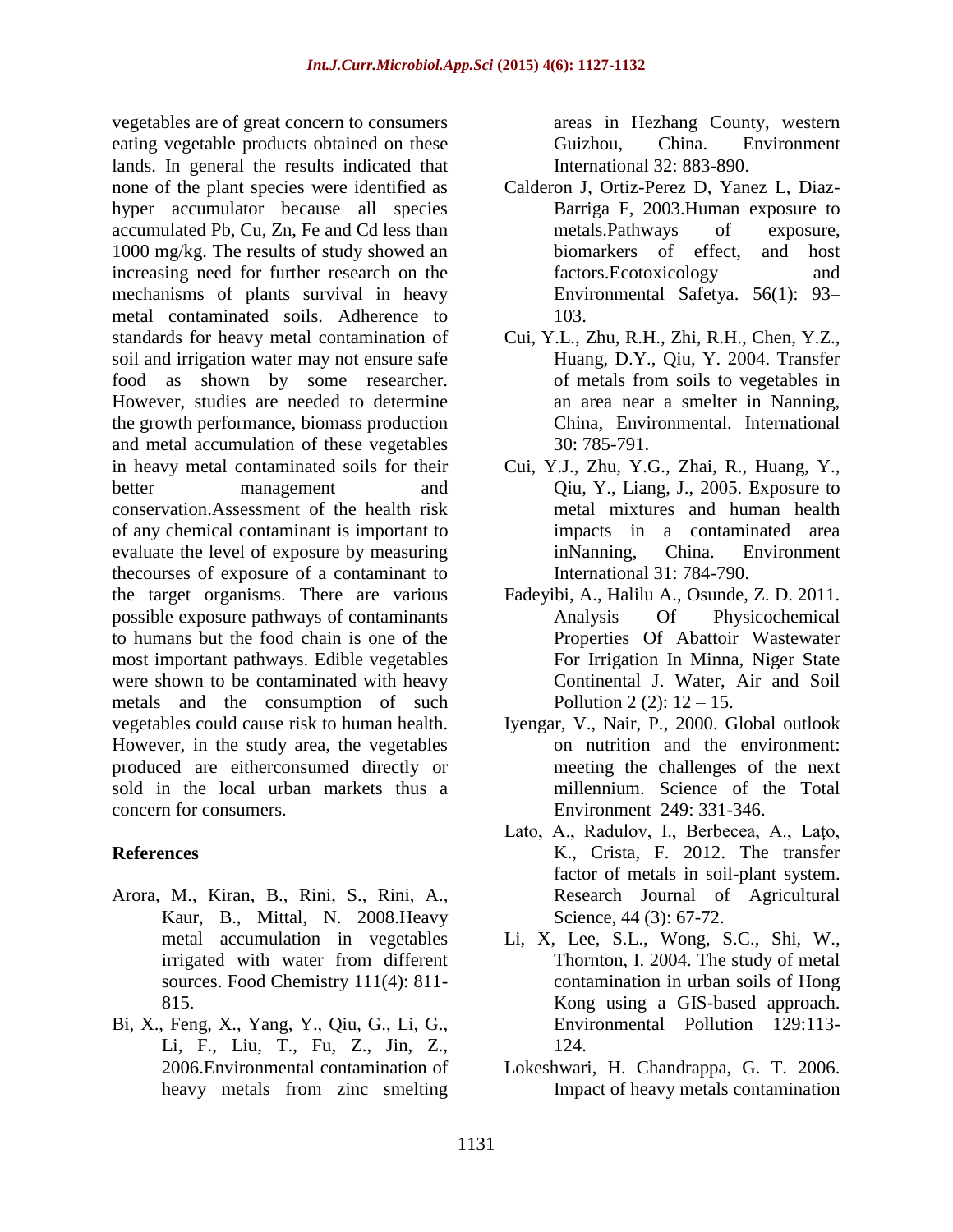vegetables are of great concern to consumers eating vegetable products obtained on these lands. In general the results indicated that none of the plant species were identified as hyper accumulator because all species accumulated Pb, Cu, Zn, Fe and Cd less than 1000 mg/kg. The results of study showed an increasing need for further research on the mechanisms of plants survival in heavy metal contaminated soils. Adherence to standards for heavy metal contamination of soil and irrigation water may not ensure safe food as shown by some researcher. However, studies are needed to determine the growth performance, biomass production and metal accumulation of these vegetables in heavy metal contaminated soils for their better management and conservation.Assessment of the health risk of any chemical contaminant is important to evaluate the level of exposure by measuring thecourses of exposure of a contaminant to the target organisms. There are various possible exposure pathways of contaminants to humans but the food chain is one of the most important pathways. Edible vegetables were shown to be contaminated with heavy metals and the consumption of such vegetables could cause risk to human health. However, in the study area, the vegetables produced are eitherconsumed directly or sold in the local urban markets thus a concern for consumers.

## References

Arora, M., Kiran, B., Rini, S., Rini, A., Kaur, B., Mittal, N. 2008.Heavy metal accumulation in vegetables irrigated with water from different sources. Food Chemistry 111(4): 811-815.

Bi, X., Feng, X., Yang, Y., Qiu, G., Li, G., Li, F., Liu, T., Fu, Z., Jin, Z., 2006.Environmental contamination of heavy metals from zinc smelting areas in Hezhang County, western Guizhou, China. Environment International 32: 883-890.

Calderon J, Ortiz-Perez D, Yanez L, Diaz-Barriga F, 2003.Human exposure to metals.Pathways of exposure, biomarkers of effect, and host factors.Ecotoxicology and Environmental Safetya. 56(1): 93–103.

Cui, Y.L., Zhu, R.H., Zhi, R.H., Chen, Y.Z., Huang, D.Y., Qiu, Y. 2004. Transfer of metals from soils to vegetables in an area near a smelter in Nanning, China, Environmental. International 30: 785-791.

Cui, Y.J., Zhu, Y.G., Zhai, R., Huang, Y., Qiu, Y., Liang, J., 2005. Exposure to metal mixtures and human health impacts in a contaminated area inNanning, China. Environment International 31: 784-790.

Fadeyibi, A., Halilu A., Osunde, Z. D. 2011. Analysis Of Physicochemical Properties Of Abattoir Wastewater For Irrigation In Minna, Niger State Continental J. Water, Air and Soil Pollution 2 (2): 12 – 15.

Iyengar, V., Nair, P., 2000. Global outlook on nutrition and the environment: meeting the challenges of the next millennium. Science of the Total Environment 249: 331-346.

Lato, A., Radulov, I., Berbecea, A., Lațo, K., Crista, F. 2012. The transfer factor of metals in soil-plant system. Research Journal of Agricultural Science, 44 (3): 67-72.

Li, X, Lee, S.L., Wong, S.C., Shi, W., Thornton, I. 2004. The study of metal contamination in urban soils of Hong Kong using a GIS-based approach. Environmental Pollution 129:113-124.

Lokeshwari, H. Chandrappa, G. T. 2006. Impact of heavy metals contamination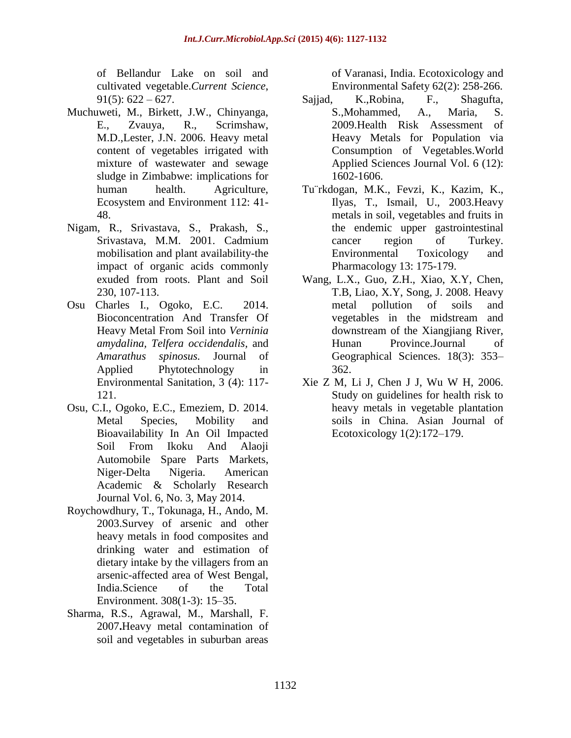of Bellandur Lake on soil and cultivated vegetable.*Current Science*, 91(5): 622 – 627.

Muchuweti, M., Birkett, J.W., Chinyanga, E., Zvauya, R., Scrimshaw, M.D.,Lester, J.N. 2006. Heavy metal content of vegetables irrigated with mixture of wastewater and sewage sludge in Zimbabwe: implications for human health. Agriculture, Ecosystem and Environment 112: 41-48.

Nigam, R., Srivastava, S., Prakash, S., Srivastava, M.M. 2001. Cadmium mobilisation and plant availability-the impact of organic acids commonly exuded from roots. Plant and Soil 230, 107-113.

Osu Charles I., Ogoko, E.C. 2014. Bioconcentration And Transfer Of Heavy Metal From Soil into *Verninia amydalina, Telfera occidendalis*, and *Amarathus spinosus.* Journal of Applied Phytotechnology in Environmental Sanitation, 3 (4): 117-121.

Osu, C.I., Ogoko, E.C., Emeziem, D. 2014. Metal Species, Mobility and Bioavailability In An Oil Impacted Soil From Ikoku And Alaoji Automobile Spare Parts Markets, Niger-Delta Nigeria. American Academic & Scholarly Research Journal Vol. 6, No. 3, May 2014.

Roychowdhury, T., Tokunaga, H., Ando, M. 2003.Survey of arsenic and other heavy metals in food composites and drinking water and estimation of dietary intake by the villagers from an arsenic-affected area of West Bengal, India.Science of the Total Environment. 308(1-3): 15–35.

Sharma, R.S., Agrawal, M., Marshall, F. 2007**.**Heavy metal contamination of soil and vegetables in suburban areas of Varanasi, India. Ecotoxicology and Environmental Safety 62(2): 258-266.

Sajjad, K.,Robina, F., Shagufta, S.,Mohammed, A., Maria, S. 2009.Health Risk Assessment of Heavy Metals for Population via Consumption of Vegetables.World Applied Sciences Journal Vol. 6 (12): 1602-1606.

Tu¨rkdogan, M.K., Fevzi, K., Kazim, K., Ilyas, T., Ismail, U., 2003.Heavy metals in soil, vegetables and fruits in the endemic upper gastrointestinal cancer region of Turkey. Environmental Toxicology and Pharmacology 13: 175-179.

Wang, L.X., Guo, Z.H., Xiao, X.Y, Chen, T.B, Liao, X.Y, Song, J. 2008. Heavy metal pollution of soils and vegetables in the midstream and downstream of the Xiangjiang River, Hunan Province.Journal of Geographical Sciences. 18(3): 353–362.

Xie Z M, Li J, Chen J J, Wu W H, 2006. Study on guidelines for health risk to heavy metals in vegetable plantation soils in China. Asian Journal of Ecotoxicology 1(2):172–179.